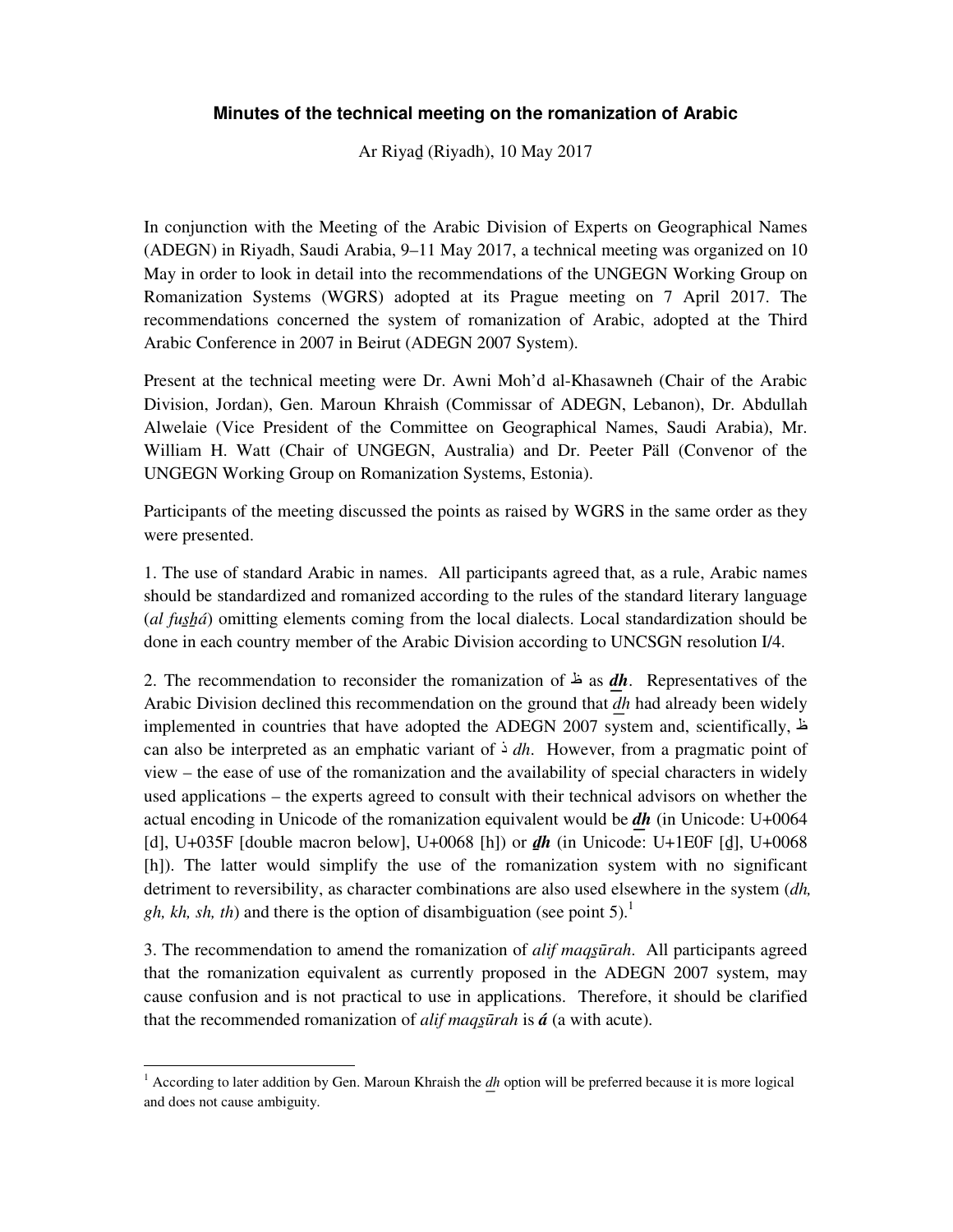# Minutes of the technical meeting on the romanization of Arabic

Ar Riyaḏ (Riyadh), 10 May 2017

In conjunction with the Meeting of the Arabic Division of Experts on Geographical Names (ADEGN) in Riyadh, Saudi Arabia, 9–11 May 2017, a technical meeting was organized on 10 May in order to look in detail into the recommendations of the UNGEGN Working Group on Romanization Systems (WGRS) adopted at its Prague meeting on 7 April 2017. The recommendations concerned the system of romanization of Arabic, adopted at the Third Arabic Conference in 2007 in Beirut (ADEGN 2007 System).

Present at the technical meeting were Dr. Awni Moh'd al-Khasawneh (Chair of the Arabic Division, Jordan), Gen. Maroun Khraish (Commissar of ADEGN, Lebanon), Dr. Abdullah Alwelaie (Vice President of the Committee on Geographical Names, Saudi Arabia), Mr. William H. Watt (Chair of UNGEGN, Australia) and Dr. Peeter Päll (Convenor of the UNGEGN Working Group on Romanization Systems, Estonia).

Participants of the meeting discussed the points as raised by WGRS in the same order as they were presented.

1. The use of standard Arabic in names. All participants agreed that, as a rule, Arabic names should be standardized and romanized according to the rules of the standard literary language (*al fuṣḥá*) omitting elements coming from the local dialects. Local standardization should be done in each country member of the Arabic Division according to UNCSGN resolution I/4.

2. The recommendation to reconsider the romanization of ظ as ***d͟h***. Representatives of the Arabic Division declined this recommendation on the ground that *d͟h* had already been widely implemented in countries that have adopted the ADEGN 2007 system and, scientifically, ظ can also be interpreted as an emphatic variant of ذ *dh*. However, from a pragmatic point of view – the ease of use of the romanization and the availability of special characters in widely used applications – the experts agreed to consult with their technical advisors on whether the actual encoding in Unicode of the romanization equivalent would be ***d͟h*** (in Unicode: U+0064 [d], U+035F [double macron below], U+0068 [h]) or ***ḏh*** (in Unicode: U+1E0F [ḏ], U+0068 [h]). The latter would simplify the use of the romanization system with no significant detriment to reversibility, as character combinations are also used elsewhere in the system (*dh, gh, kh, sh, th*) and there is the option of disambiguation (see point 5).[1]

3. The recommendation to amend the romanization of *alif maqṣūrah*. All participants agreed that the romanization equivalent as currently proposed in the ADEGN 2007 system, may cause confusion and is not practical to use in applications. Therefore, it should be clarified that the recommended romanization of *alif maqṣūrah* is ***á*** (a with acute).

---

[1] According to later addition by Gen. Maroun Khraish the *d͟h* option will be preferred because it is more logical and does not cause ambiguity.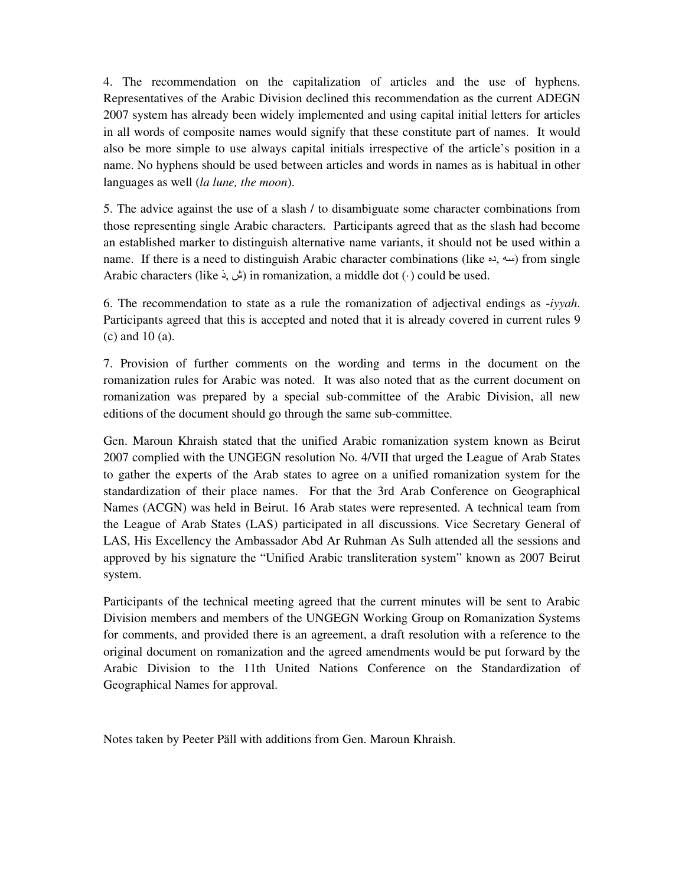4. The recommendation on the capitalization of articles and the use of hyphens. Representatives of the Arabic Division declined this recommendation as the current ADEGN 2007 system has already been widely implemented and using capital initial letters for articles in all words of composite names would signify that these constitute part of names. It would also be more simple to use always capital initials irrespective of the article's position in a name. No hyphens should be used between articles and words in names as is habitual in other languages as well (*la lune, the moon*).

5. The advice against the use of a slash / to disambiguate some character combinations from those representing single Arabic characters. Participants agreed that as the slash had become an established marker to distinguish alternative name variants, it should not be used within a name. If there is a need to distinguish Arabic character combinations (like ده, سه) from single Arabic characters (like ذ, ش) in romanization, a middle dot (·) could be used.

6. The recommendation to state as a rule the romanization of adjectival endings as *-iyyah*. Participants agreed that this is accepted and noted that it is already covered in current rules 9 (c) and 10 (a).

7. Provision of further comments on the wording and terms in the document on the romanization rules for Arabic was noted. It was also noted that as the current document on romanization was prepared by a special sub-committee of the Arabic Division, all new editions of the document should go through the same sub-committee.

Gen. Maroun Khraish stated that the unified Arabic romanization system known as Beirut 2007 complied with the UNGEGN resolution No. 4/VII that urged the League of Arab States to gather the experts of the Arab states to agree on a unified romanization system for the standardization of their place names. For that the 3rd Arab Conference on Geographical Names (ACGN) was held in Beirut. 16 Arab states were represented. A technical team from the League of Arab States (LAS) participated in all discussions. Vice Secretary General of LAS, His Excellency the Ambassador Abd Ar Ruhman As Sulh attended all the sessions and approved by his signature the "Unified Arabic transliteration system" known as 2007 Beirut system.

Participants of the technical meeting agreed that the current minutes will be sent to Arabic Division members and members of the UNGEGN Working Group on Romanization Systems for comments, and provided there is an agreement, a draft resolution with a reference to the original document on romanization and the agreed amendments would be put forward by the Arabic Division to the 11th United Nations Conference on the Standardization of Geographical Names for approval.

Notes taken by Peeter Päll with additions from Gen. Maroun Khraish.